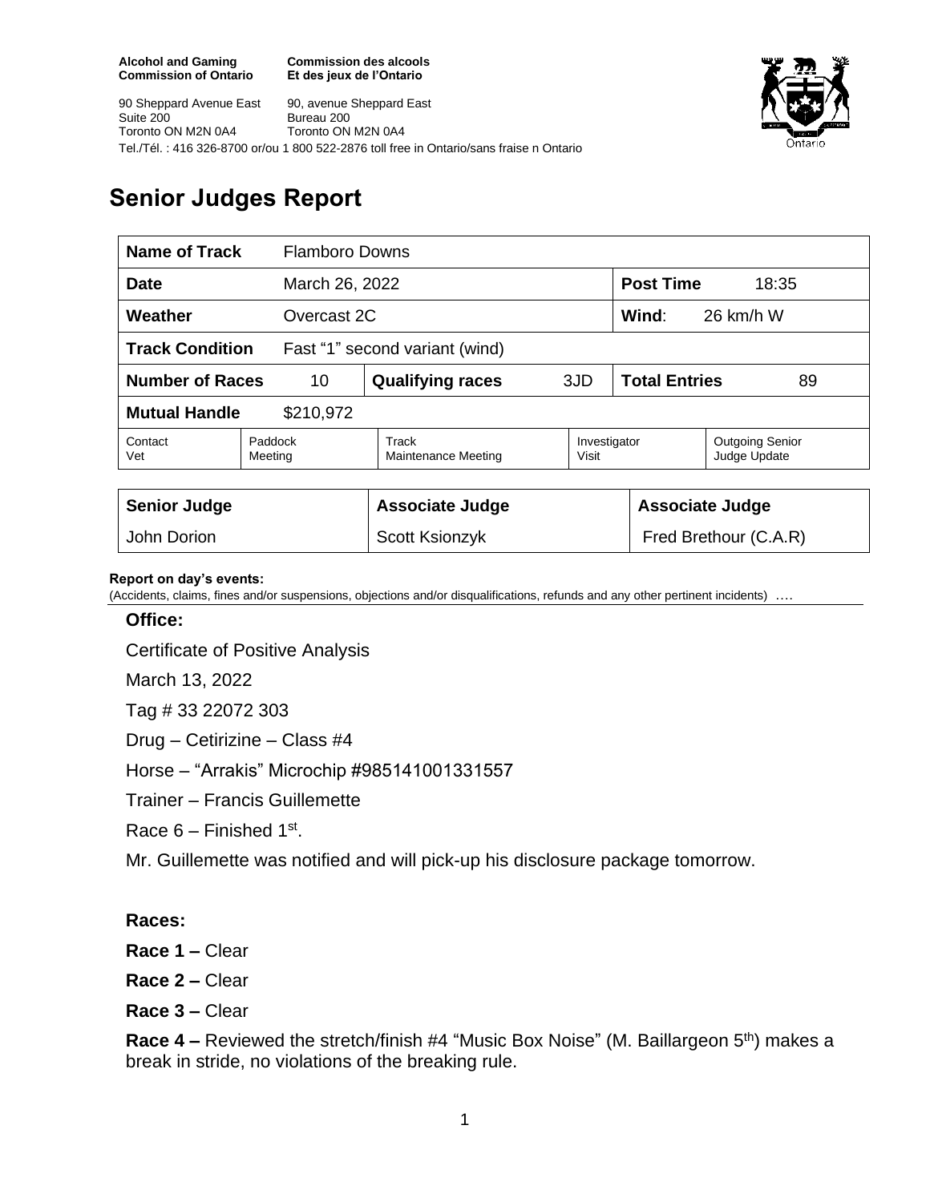**Alcohol and Gaming Commission of Ontario**
**Commission des alcools Et des jeux de l'Ontario**

90 Sheppard Avenue East
Suite 200
Toronto ON M2N 0A4

90, avenue Sheppard East
Bureau 200
Toronto ON M2N 0A4

Tel./Tél. : 416 326-8700 or/ou 1 800 522-2876 toll free in Ontario/sans fraise n Ontario

# Senior Judges Report

| **Name of Track** | Flamboro Downs | | | | |
|---|---|---|---|---|---|
| **Date** | March 26, 2022 | | | **Post Time** | 18:35 |
| **Weather** | Overcast 2C | | | **Wind**: | 26 km/h W |
| **Track Condition** | Fast "1" second variant (wind) | | | | |
| **Number of Races** | 10 | **Qualifying races** | 3JD | **Total Entries** | 89 |
| **Mutual Handle** | $210,972 | | | | |
| Contact Vet | Paddock Meeting | Track Maintenance Meeting | Investigator Visit | Outgoing Senior Judge Update | |

| **Senior Judge** | **Associate Judge** | **Associate Judge** |
|---|---|---|
| John Dorion | Scott Ksionzyk | Fred Brethour (C.A.R) |

**Report on day's events:**
(Accidents, claims, fines and/or suspensions, objections and/or disqualifications, refunds and any other pertinent incidents) ….

**Office:**

Certificate of Positive Analysis

March 13, 2022

Tag # 33 22072 303

Drug – Cetirizine – Class #4

Horse – "Arrakis" Microchip #985141001331557

Trainer – Francis Guillemette

Race 6 – Finished 1st.

Mr. Guillemette was notified and will pick-up his disclosure package tomorrow.

**Races:**

**Race 1 –** Clear

**Race 2 –** Clear

**Race 3 –** Clear

**Race 4 –** Reviewed the stretch/finish #4 "Music Box Noise" (M. Baillargeon 5th) makes a break in stride, no violations of the breaking rule.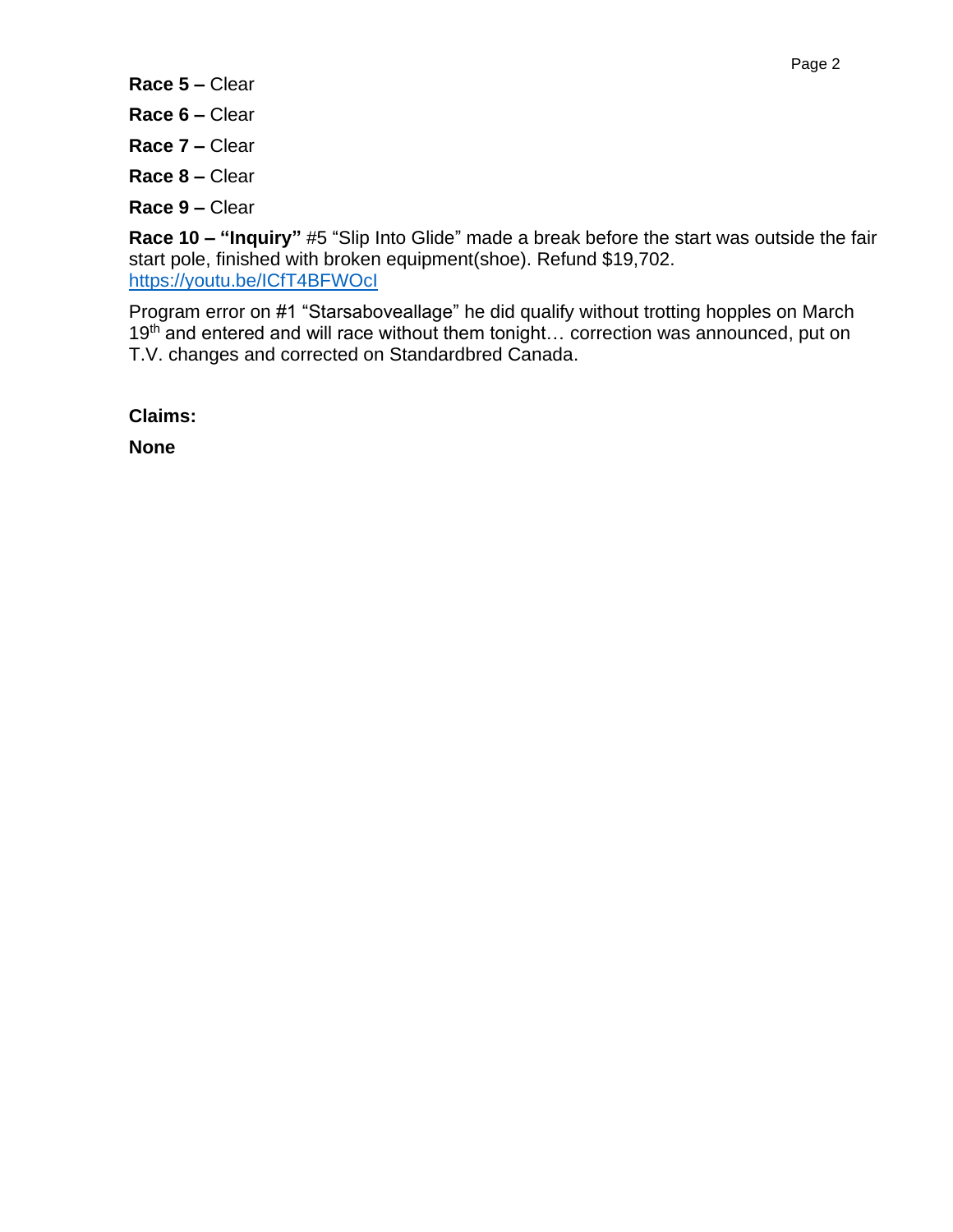**Race 5 –** Clear

**Race 6 –** Clear

**Race 7 –** Clear

**Race 8 –** Clear

**Race 9 –** Clear

**Race 10 – "Inquiry"** #5 "Slip Into Glide" made a break before the start was outside the fair start pole, finished with broken equipment(shoe). Refund $19,702.
[https://youtu.be/lCfT4BFWOcI](https://youtu.be/lCfT4BFWOcI)

Program error on #1 "Starsaboveallage" he did qualify without trotting hopples on March 19th and entered and will race without them tonight… correction was announced, put on T.V. changes and corrected on Standardbred Canada.

**Claims:**

**None**